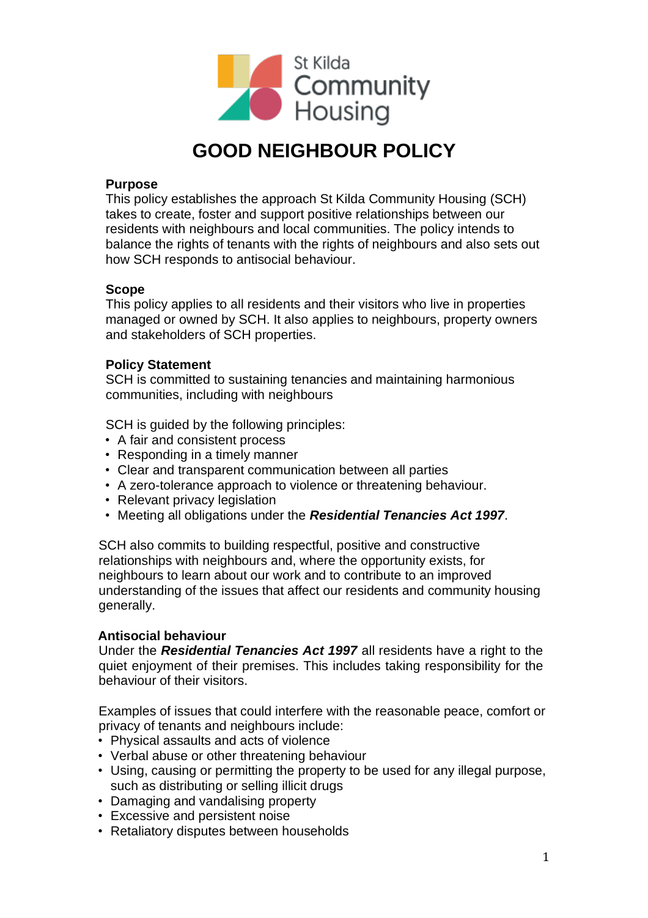St Kilda Community Housing

# GOOD NEIGHBOUR POLICY

## Purpose

This policy establishes the approach St Kilda Community Housing (SCH) takes to create, foster and support positive relationships between our residents with neighbours and local communities. The policy intends to balance the rights of tenants with the rights of neighbours and also sets out how SCH responds to antisocial behaviour.

## Scope

This policy applies to all residents and their visitors who live in properties managed or owned by SCH. It also applies to neighbours, property owners and stakeholders of SCH properties.

## Policy Statement

SCH is committed to sustaining tenancies and maintaining harmonious communities, including with neighbours

SCH is guided by the following principles:

- A fair and consistent process
- Responding in a timely manner
- Clear and transparent communication between all parties
- A zero-tolerance approach to violence or threatening behaviour.
- Relevant privacy legislation
- Meeting all obligations under the ***Residential Tenancies Act 1997***.

SCH also commits to building respectful, positive and constructive relationships with neighbours and, where the opportunity exists, for neighbours to learn about our work and to contribute to an improved understanding of the issues that affect our residents and community housing generally.

## Antisocial behaviour

Under the ***Residential Tenancies Act 1997*** all residents have a right to the quiet enjoyment of their premises. This includes taking responsibility for the behaviour of their visitors.

Examples of issues that could interfere with the reasonable peace, comfort or privacy of tenants and neighbours include:

- Physical assaults and acts of violence
- Verbal abuse or other threatening behaviour
- Using, causing or permitting the property to be used for any illegal purpose, such as distributing or selling illicit drugs
- Damaging and vandalising property
- Excessive and persistent noise
- Retaliatory disputes between households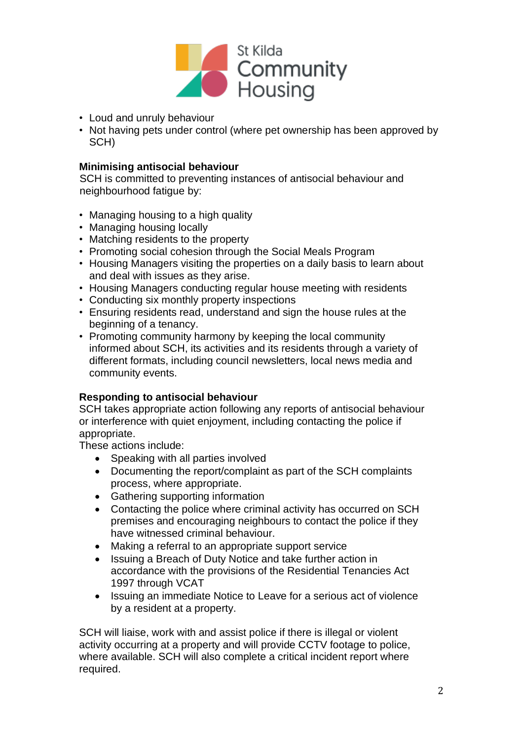- Loud and unruly behaviour
- Not having pets under control (where pet ownership has been approved by SCH)

**Minimising antisocial behaviour**

SCH is committed to preventing instances of antisocial behaviour and neighbourhood fatigue by:

- Managing housing to a high quality
- Managing housing locally
- Matching residents to the property
- Promoting social cohesion through the Social Meals Program
- Housing Managers visiting the properties on a daily basis to learn about and deal with issues as they arise.
- Housing Managers conducting regular house meeting with residents
- Conducting six monthly property inspections
- Ensuring residents read, understand and sign the house rules at the beginning of a tenancy.
- Promoting community harmony by keeping the local community informed about SCH, its activities and its residents through a variety of different formats, including council newsletters, local news media and community events.

**Responding to antisocial behaviour**

SCH takes appropriate action following any reports of antisocial behaviour or interference with quiet enjoyment, including contacting the police if appropriate.

These actions include:

- Speaking with all parties involved
- Documenting the report/complaint as part of the SCH complaints process, where appropriate.
- Gathering supporting information
- Contacting the police where criminal activity has occurred on SCH premises and encouraging neighbours to contact the police if they have witnessed criminal behaviour.
- Making a referral to an appropriate support service
- Issuing a Breach of Duty Notice and take further action in accordance with the provisions of the Residential Tenancies Act 1997 through VCAT
- Issuing an immediate Notice to Leave for a serious act of violence by a resident at a property.

SCH will liaise, work with and assist police if there is illegal or violent activity occurring at a property and will provide CCTV footage to police, where available. SCH will also complete a critical incident report where required.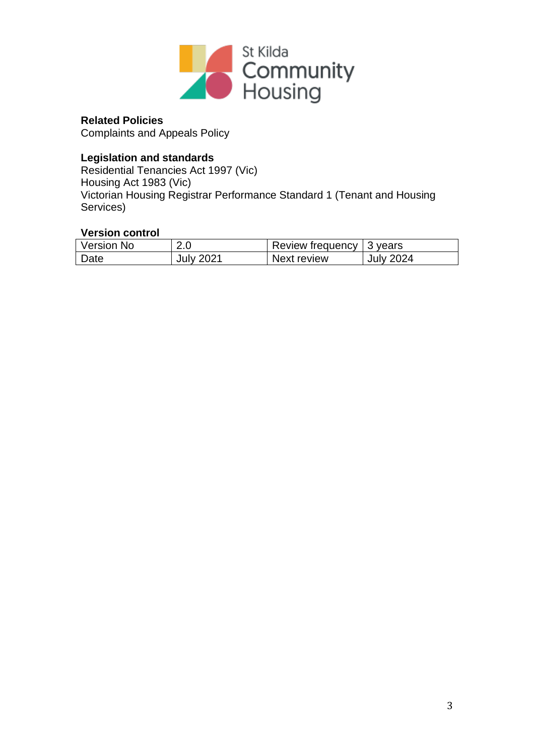**Related Policies**
Complaints and Appeals Policy

**Legislation and standards**
Residential Tenancies Act 1997 (Vic)
Housing Act 1983 (Vic)
Victorian Housing Registrar Performance Standard 1 (Tenant and Housing Services)

**Version control**

| | | | |
|---|---|---|---|
| Version No | 2.0 | Review frequency | 3 years |
| Date | July 2021 | Next review | July 2024 |